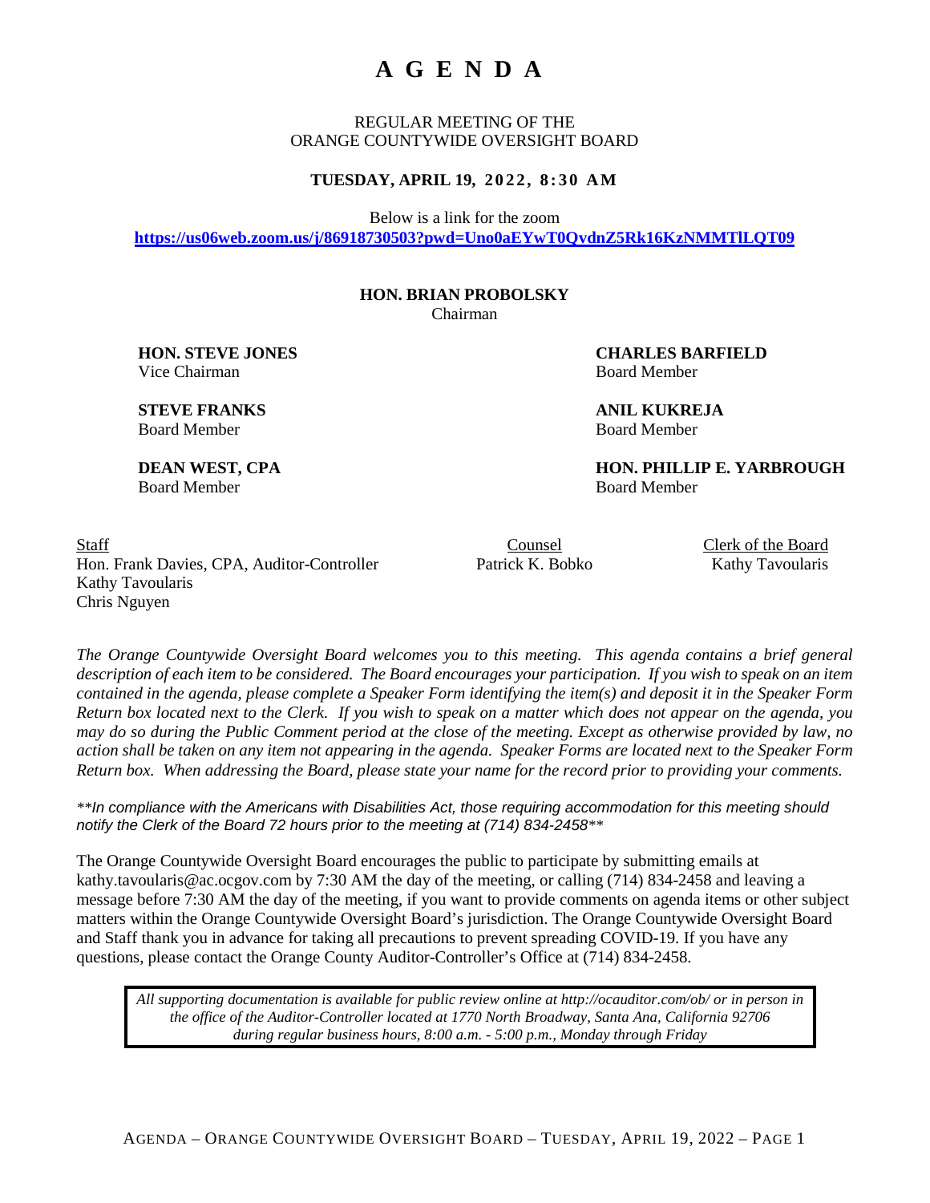# A G E N D A

REGULAR MEETING OF THE
ORANGE COUNTYWIDE OVERSIGHT BOARD

**TUESDAY, APRIL 19, 2022, 8:30 AM**

Below is a link for the zoom
**https://us06web.zoom.us/j/86918730503?pwd=Uno0aEYwT0QvdnZ5Rk16KzNMMTlLQT09**

**HON. BRIAN PROBOLSKY**
Chairman

**HON. STEVE JONES**
Vice Chairman

**CHARLES BARFIELD**
Board Member

**STEVE FRANKS**
Board Member

**ANIL KUKREJA**
Board Member

**DEAN WEST, CPA**
Board Member

**HON. PHILLIP E. YARBROUGH**
Board Member

Staff
Hon. Frank Davies, CPA, Auditor-Controller
Kathy Tavoularis
Chris Nguyen

Counsel
Patrick K. Bobko

Clerk of the Board
Kathy Tavoularis

*The Orange Countywide Oversight Board welcomes you to this meeting. This agenda contains a brief general description of each item to be considered. The Board encourages your participation. If you wish to speak on an item contained in the agenda, please complete a Speaker Form identifying the item(s) and deposit it in the Speaker Form Return box located next to the Clerk. If you wish to speak on a matter which does not appear on the agenda, you may do so during the Public Comment period at the close of the meeting. Except as otherwise provided by law, no action shall be taken on any item not appearing in the agenda. Speaker Forms are located next to the Speaker Form Return box. When addressing the Board, please state your name for the record prior to providing your comments.*

*\*\*In compliance with the Americans with Disabilities Act, those requiring accommodation for this meeting should notify the Clerk of the Board 72 hours prior to the meeting at (714) 834-2458\*\**

The Orange Countywide Oversight Board encourages the public to participate by submitting emails at kathy.tavoularis@ac.ocgov.com by 7:30 AM the day of the meeting, or calling (714) 834-2458 and leaving a message before 7:30 AM the day of the meeting, if you want to provide comments on agenda items or other subject matters within the Orange Countywide Oversight Board's jurisdiction. The Orange Countywide Oversight Board and Staff thank you in advance for taking all precautions to prevent spreading COVID-19. If you have any questions, please contact the Orange County Auditor-Controller's Office at (714) 834-2458.

*All supporting documentation is available for public review online at http://ocauditor.com/ob/ or in person in the office of the Auditor-Controller located at 1770 North Broadway, Santa Ana, California 92706 during regular business hours, 8:00 a.m. - 5:00 p.m., Monday through Friday*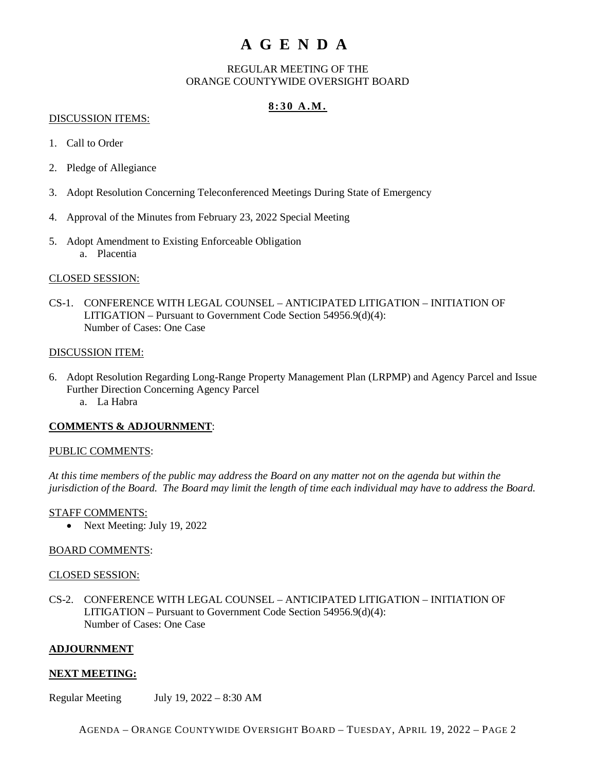# A G E N D A

REGULAR MEETING OF THE
ORANGE COUNTYWIDE OVERSIGHT BOARD

**8:30 A.M.**

DISCUSSION ITEMS:

1. Call to Order
2. Pledge of Allegiance
3. Adopt Resolution Concerning Teleconferenced Meetings During State of Emergency
4. Approval of the Minutes from February 23, 2022 Special Meeting
5. Adopt Amendment to Existing Enforceable Obligation
    a. Placentia

CLOSED SESSION:

CS-1. CONFERENCE WITH LEGAL COUNSEL – ANTICIPATED LITIGATION – INITIATION OF LITIGATION – Pursuant to Government Code Section 54956.9(d)(4):
Number of Cases: One Case

DISCUSSION ITEM:

6. Adopt Resolution Regarding Long-Range Property Management Plan (LRPMP) and Agency Parcel and Issue Further Direction Concerning Agency Parcel
    a. La Habra

**COMMENTS & ADJOURNMENT**:

PUBLIC COMMENTS:

*At this time members of the public may address the Board on any matter not on the agenda but within the jurisdiction of the Board. The Board may limit the length of time each individual may have to address the Board.*

STAFF COMMENTS:

- Next Meeting: July 19, 2022

BOARD COMMENTS:

CLOSED SESSION:

CS-2. CONFERENCE WITH LEGAL COUNSEL – ANTICIPATED LITIGATION – INITIATION OF LITIGATION – Pursuant to Government Code Section 54956.9(d)(4):
Number of Cases: One Case

**ADJOURNMENT**

**NEXT MEETING:**

Regular Meeting July 19, 2022 – 8:30 AM